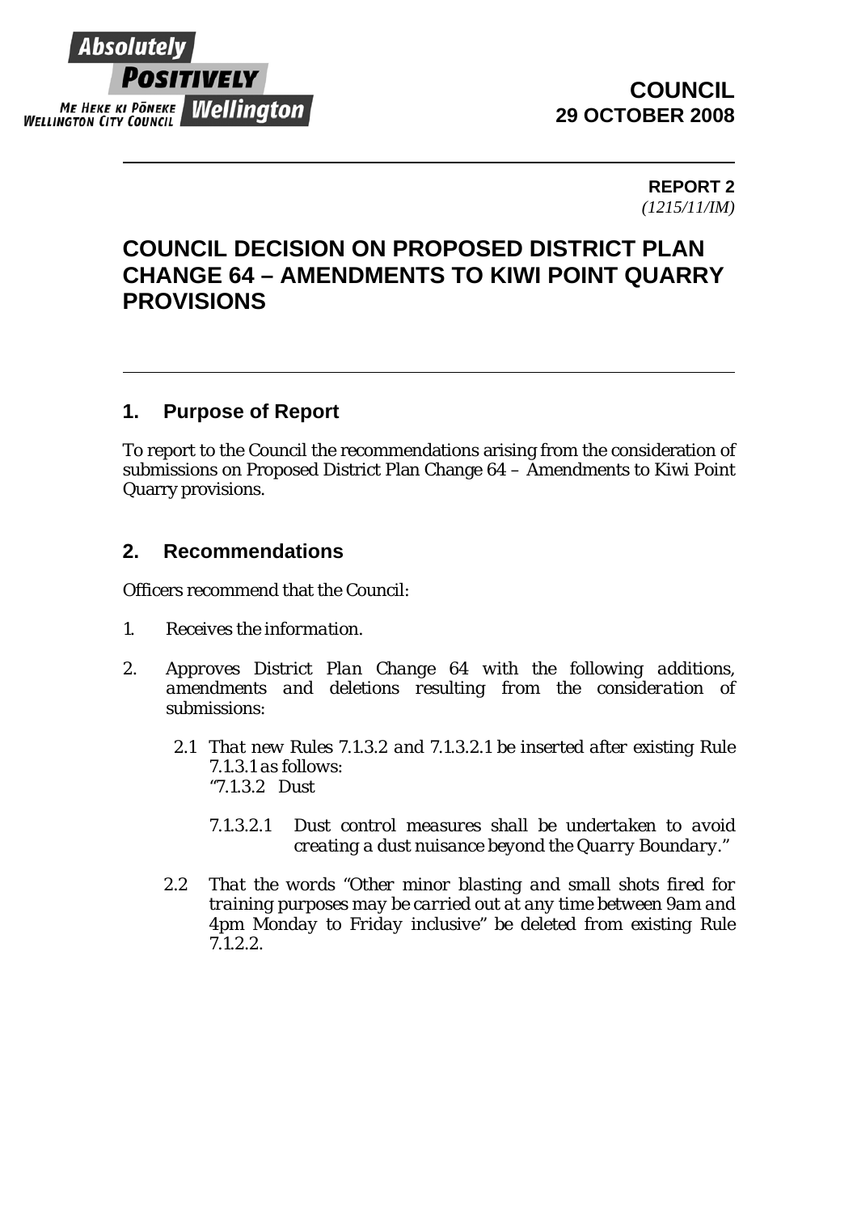Absolutely POSITIVELY Wellington

ME HEKE KI PŌNEKE
WELLINGTON CITY COUNCIL

**COUNCIL**
**29 OCTOBER 2008**

**REPORT 2**
*(1215/11/IM)*

# COUNCIL DECISION ON PROPOSED DISTRICT PLAN CHANGE 64 – AMENDMENTS TO KIWI POINT QUARRY PROVISIONS

## 1. Purpose of Report

To report to the Council the recommendations arising from the consideration of submissions on Proposed District Plan Change 64 – Amendments to Kiwi Point Quarry provisions.

## 2. Recommendations

Officers recommend that the Council:

1. *Receives the information.*

2. *Approves District Plan Change 64 with the following additions, amendments and deletions resulting from the consideration of submissions:*

   2.1 *That new Rules 7.1.3.2 and 7.1.3.2.1 be inserted after existing Rule 7.1.3.1 as follows:*
   *"7.1.3.2 Dust*

   *7.1.3.2.1 Dust control measures shall be undertaken to avoid creating a dust nuisance beyond the Quarry Boundary."*

   2.2 *That the words "Other minor blasting and small shots fired for training purposes may be carried out at any time between 9am and 4pm Monday to Friday inclusive" be deleted from existing Rule 7.1.2.2.*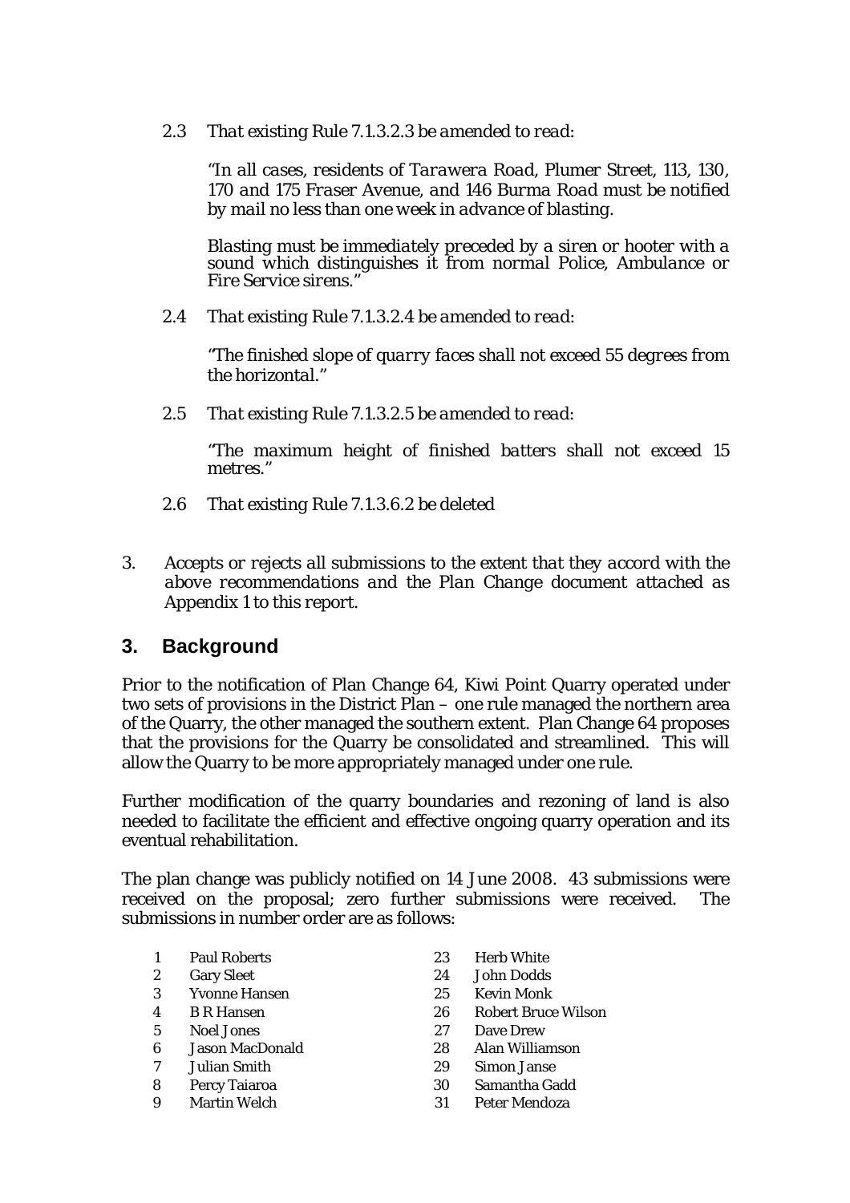2.3 *That existing Rule 7.1.3.2.3 be amended to read:*

*"In all cases, residents of Tarawera Road, Plumer Street, 113, 130, 170 and 175 Fraser Avenue, and 146 Burma Road must be notified by mail no less than one week in advance of blasting.*

*Blasting must be immediately preceded by a siren or hooter with a sound which distinguishes it from normal Police, Ambulance or Fire Service sirens."*

2.4 *That existing Rule 7.1.3.2.4 be amended to read:*

*"The finished slope of quarry faces shall not exceed 55 degrees from the horizontal."*

2.5 *That existing Rule 7.1.3.2.5 be amended to read:*

*"The maximum height of finished batters shall not exceed 15 metres."*

2.6 *That existing Rule 7.1.3.6.2 be deleted*

3. *Accepts or rejects all submissions to the extent that they accord with the above recommendations and the Plan Change document attached as Appendix 1 to this report.*

## 3. Background

Prior to the notification of Plan Change 64, Kiwi Point Quarry operated under two sets of provisions in the District Plan – one rule managed the northern area of the Quarry, the other managed the southern extent. Plan Change 64 proposes that the provisions for the Quarry be consolidated and streamlined. This will allow the Quarry to be more appropriately managed under one rule.

Further modification of the quarry boundaries and rezoning of land is also needed to facilitate the efficient and effective ongoing quarry operation and its eventual rehabilitation.

The plan change was publicly notified on 14 June 2008. 43 submissions were received on the proposal; zero further submissions were received. The submissions in number order are as follows:

1 Paul Roberts
2 Gary Sleet
3 Yvonne Hansen
4 B R Hansen
5 Noel Jones
6 Jason MacDonald
7 Julian Smith
8 Percy Taiaroa
9 Martin Welch

23 Herb White
24 John Dodds
25 Kevin Monk
26 Robert Bruce Wilson
27 Dave Drew
28 Alan Williamson
29 Simon Janse
30 Samantha Gadd
31 Peter Mendoza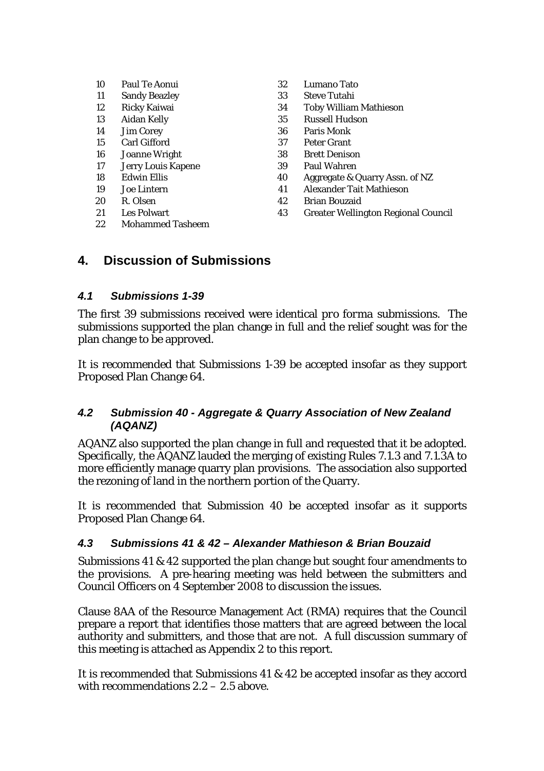10 Paul Te Aonui
11 Sandy Beazley
12 Ricky Kaiwai
13 Aidan Kelly
14 Jim Corey
15 Carl Gifford
16 Joanne Wright
17 Jerry Louis Kapene
18 Edwin Ellis
19 Joe Lintern
20 R. Olsen
21 Les Polwart
22 Mohammed Tasheem
32 Lumano Tato
33 Steve Tutahi
34 Toby William Mathieson
35 Russell Hudson
36 Paris Monk
37 Peter Grant
38 Brett Denison
39 Paul Wahren
40 Aggregate & Quarry Assn. of NZ
41 Alexander Tait Mathieson
42 Brian Bouzaid
43 Greater Wellington Regional Council

## 4. Discussion of Submissions

### *4.1 Submissions 1-39*

The first 39 submissions received were identical *pro forma* submissions. The submissions supported the plan change in full and the relief sought was for the plan change to be approved.

It is recommended that Submissions 1-39 be accepted insofar as they support Proposed Plan Change 64.

### *4.2 Submission 40 - Aggregate & Quarry Association of New Zealand (AQANZ)*

AQANZ also supported the plan change in full and requested that it be adopted. Specifically, the AQANZ lauded the merging of existing Rules 7.1.3 and 7.1.3A to more efficiently manage quarry plan provisions. The association also supported the rezoning of land in the northern portion of the Quarry.

It is recommended that Submission 40 be accepted insofar as it supports Proposed Plan Change 64.

### *4.3 Submissions 41 & 42 – Alexander Mathieson & Brian Bouzaid*

Submissions 41 & 42 supported the plan change but sought four amendments to the provisions. A pre-hearing meeting was held between the submitters and Council Officers on 4 September 2008 to discussion the issues.

Clause 8AA of the Resource Management Act (RMA) requires that the Council prepare a report that identifies those matters that are agreed between the local authority and submitters, and those that are not. A full discussion summary of this meeting is attached as Appendix 2 to this report.

It is recommended that Submissions 41 & 42 be accepted insofar as they accord with recommendations 2.2 – 2.5 above.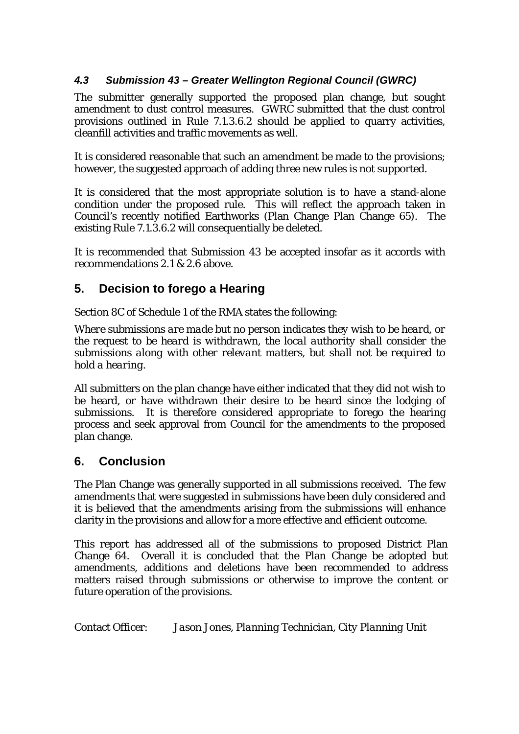### *4.3 Submission 43 – Greater Wellington Regional Council (GWRC)*

The submitter generally supported the proposed plan change, but sought amendment to dust control measures. GWRC submitted that the dust control provisions outlined in Rule 7.1.3.6.2 should be applied to quarry activities, cleanfill activities and traffic movements as well.

It is considered reasonable that such an amendment be made to the provisions; however, the suggested approach of adding three new rules is not supported.

It is considered that the most appropriate solution is to have a stand-alone condition under the proposed rule. This will reflect the approach taken in Council's recently notified Earthworks (Plan Change Plan Change 65). The existing Rule 7.1.3.6.2 will consequentially be deleted.

It is recommended that Submission 43 be accepted insofar as it accords with recommendations 2.1 & 2.6 above.

## 5. Decision to forego a Hearing

Section 8C of Schedule 1 of the RMA states the following:

*Where submissions are made but no person indicates they wish to be heard, or the request to be heard is withdrawn, the local authority shall consider the submissions along with other relevant matters, but shall not be required to hold a hearing.*

All submitters on the plan change have either indicated that they did not wish to be heard, or have withdrawn their desire to be heard since the lodging of submissions. It is therefore considered appropriate to forego the hearing process and seek approval from Council for the amendments to the proposed plan change.

## 6. Conclusion

The Plan Change was generally supported in all submissions received. The few amendments that were suggested in submissions have been duly considered and it is believed that the amendments arising from the submissions will enhance clarity in the provisions and allow for a more effective and efficient outcome.

This report has addressed all of the submissions to proposed District Plan Change 64. Overall it is concluded that the Plan Change be adopted but amendments, additions and deletions have been recommended to address matters raised through submissions or otherwise to improve the content or future operation of the provisions.

Contact Officer: *Jason Jones, Planning Technician, City Planning Unit*